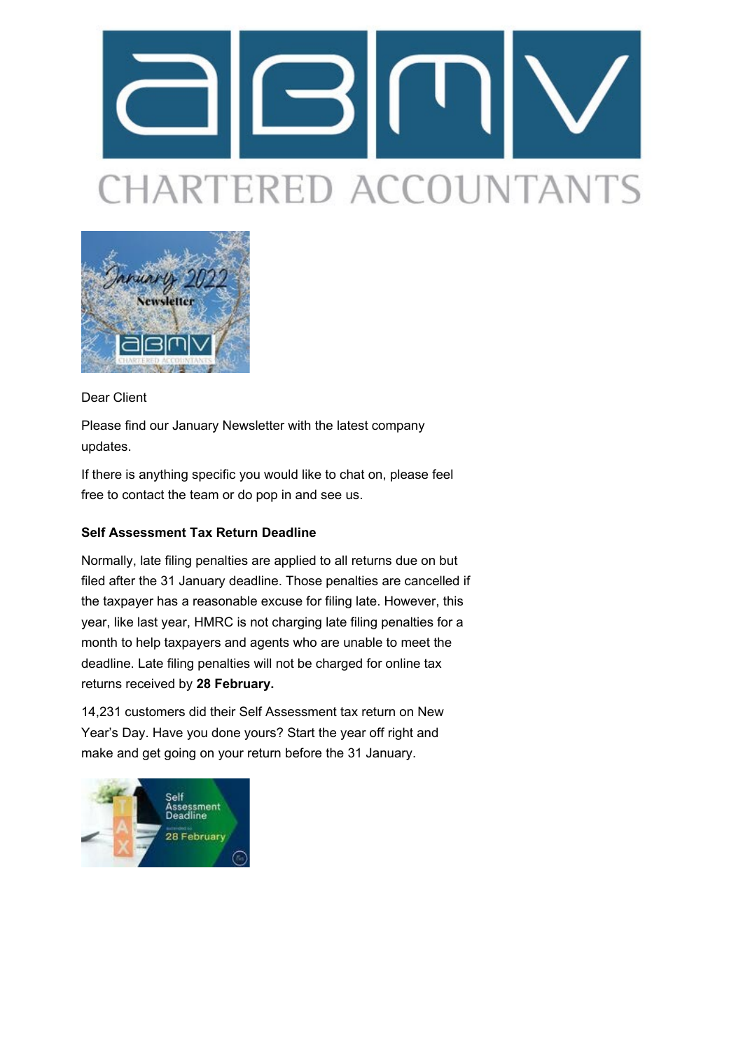Dear Client

Please find our January Newsletter with the latest company updates.

If there is anything specific you would like to chat on, please feel free to contact the team or do pop in and see us.

**Self Assessment Tax Return Deadline**

Normally, late filing penalties are applied to all returns due on but filed after the 31 January deadline. Those penalties are cancelled if the taxpayer has a reasonable excuse for filing late. However, this year, like last year, HMRC is not charging late filing penalties for a month to help taxpayers and agents who are unable to meet the deadline. Late filing penalties will not be charged for online tax returns received by **28 February.**

14,231 customers did their Self Assessment tax return on New Year's Day. Have you done yours? Start the year off right and make and get going on your return before the 31 January.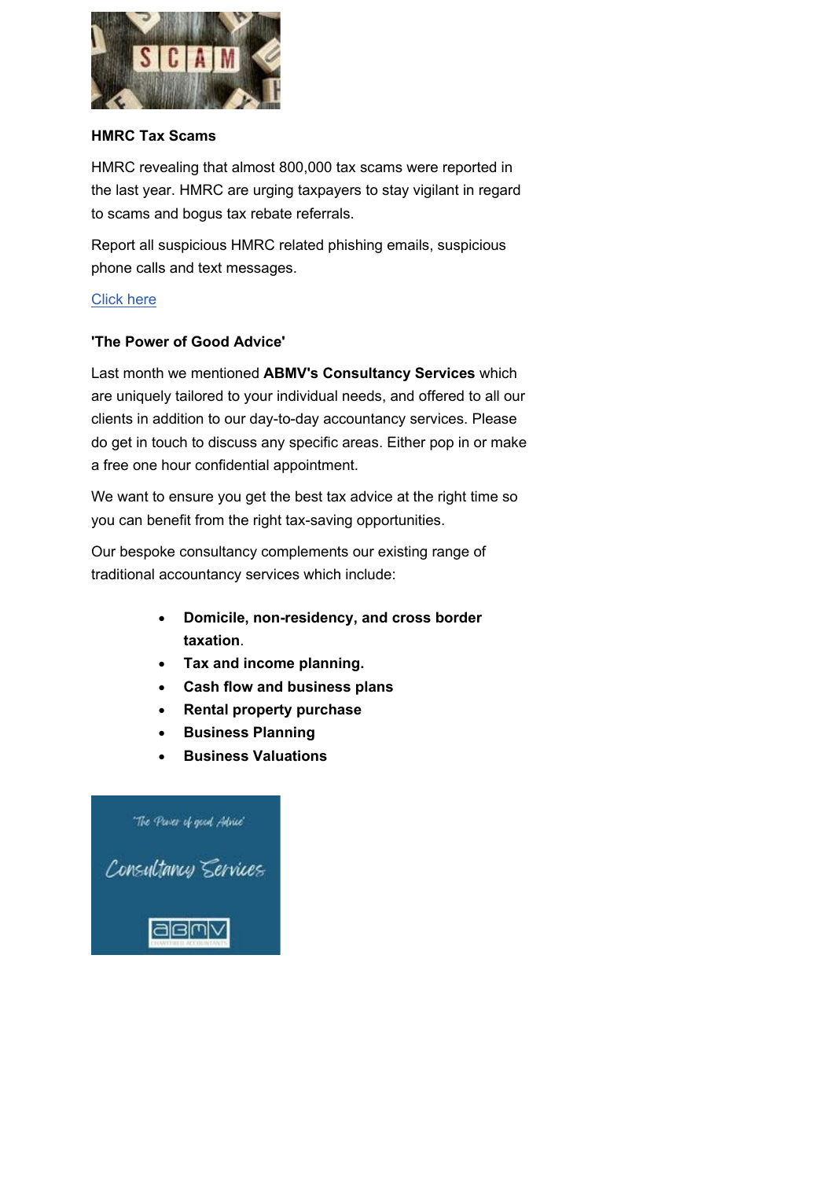**HMRC Tax Scams**

HMRC revealing that almost 800,000 tax scams were reported in the last year. HMRC are urging taxpayers to stay vigilant in regard to scams and bogus tax rebate referrals.

Report all suspicious HMRC related phishing emails, suspicious phone calls and text messages.

Click here

**'The Power of Good Advice'**

Last month we mentioned **ABMV's Consultancy Services** which are uniquely tailored to your individual needs, and offered to all our clients in addition to our day-to-day accountancy services. Please do get in touch to discuss any specific areas. Either pop in or make a free one hour confidential appointment.

We want to ensure you get the best tax advice at the right time so you can benefit from the right tax-saving opportunities.

Our bespoke consultancy complements our existing range of traditional accountancy services which include:

- **Domicile, non-residency, and cross border taxation**.
- **Tax and income planning.**
- **Cash flow and business plans**
- **Rental property purchase**
- **Business Planning**
- **Business Valuations**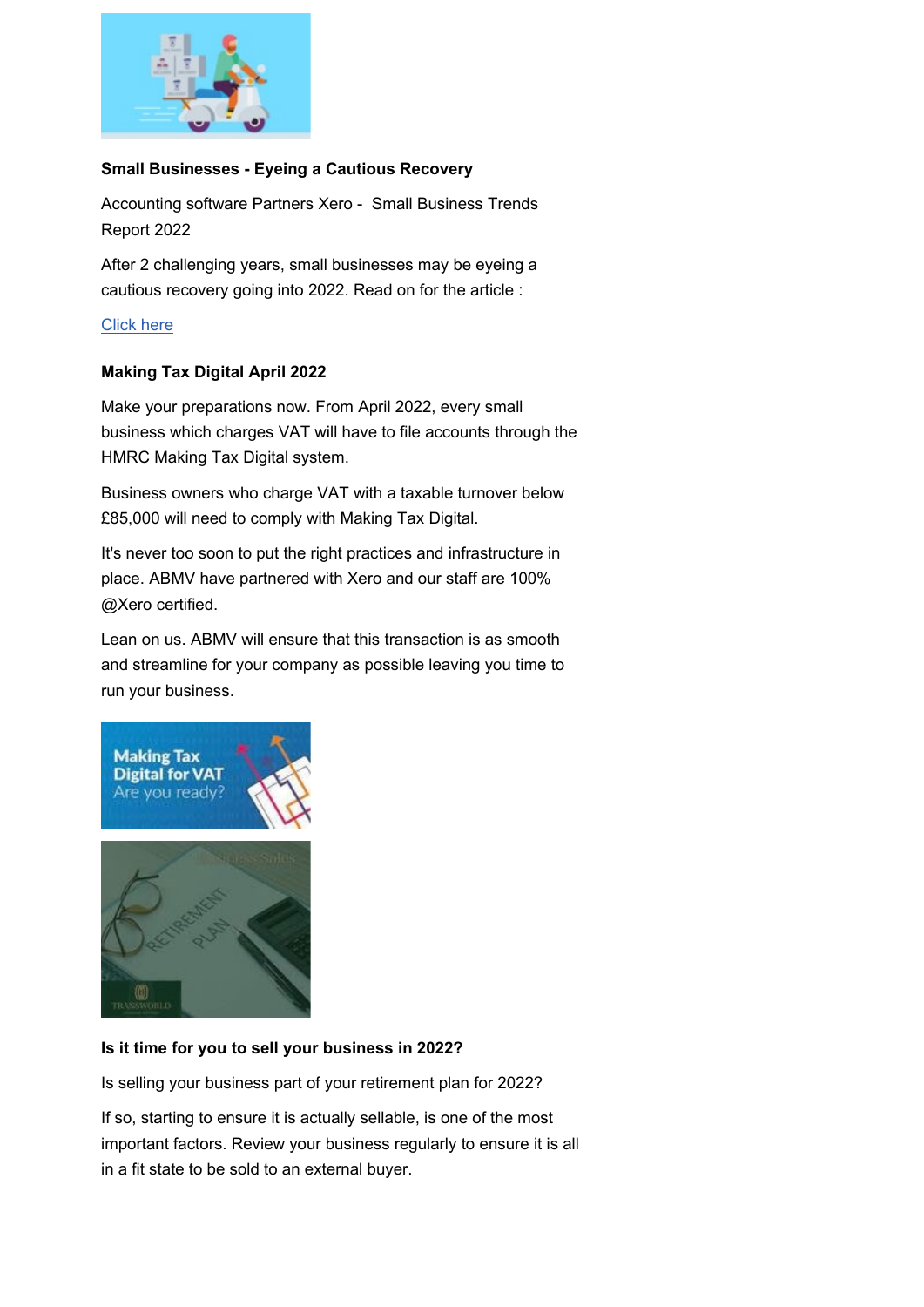**Small Businesses - Eyeing a Cautious Recovery**

Accounting software Partners Xero - Small Business Trends Report 2022

After 2 challenging years, small businesses may be eyeing a cautious recovery going into 2022. Read on for the article :

Click here

**Making Tax Digital April 2022**

Make your preparations now. From April 2022, every small business which charges VAT will have to file accounts through the HMRC Making Tax Digital system.

Business owners who charge VAT with a taxable turnover below £85,000 will need to comply with Making Tax Digital.

It's never too soon to put the right practices and infrastructure in place. ABMV have partnered with Xero and our staff are 100% @Xero certified.

Lean on us. ABMV will ensure that this transaction is as smooth and streamline for your company as possible leaving you time to run your business.

**Is it time for you to sell your business in 2022?**

Is selling your business part of your retirement plan for 2022?

If so, starting to ensure it is actually sellable, is one of the most important factors. Review your business regularly to ensure it is all in a fit state to be sold to an external buyer.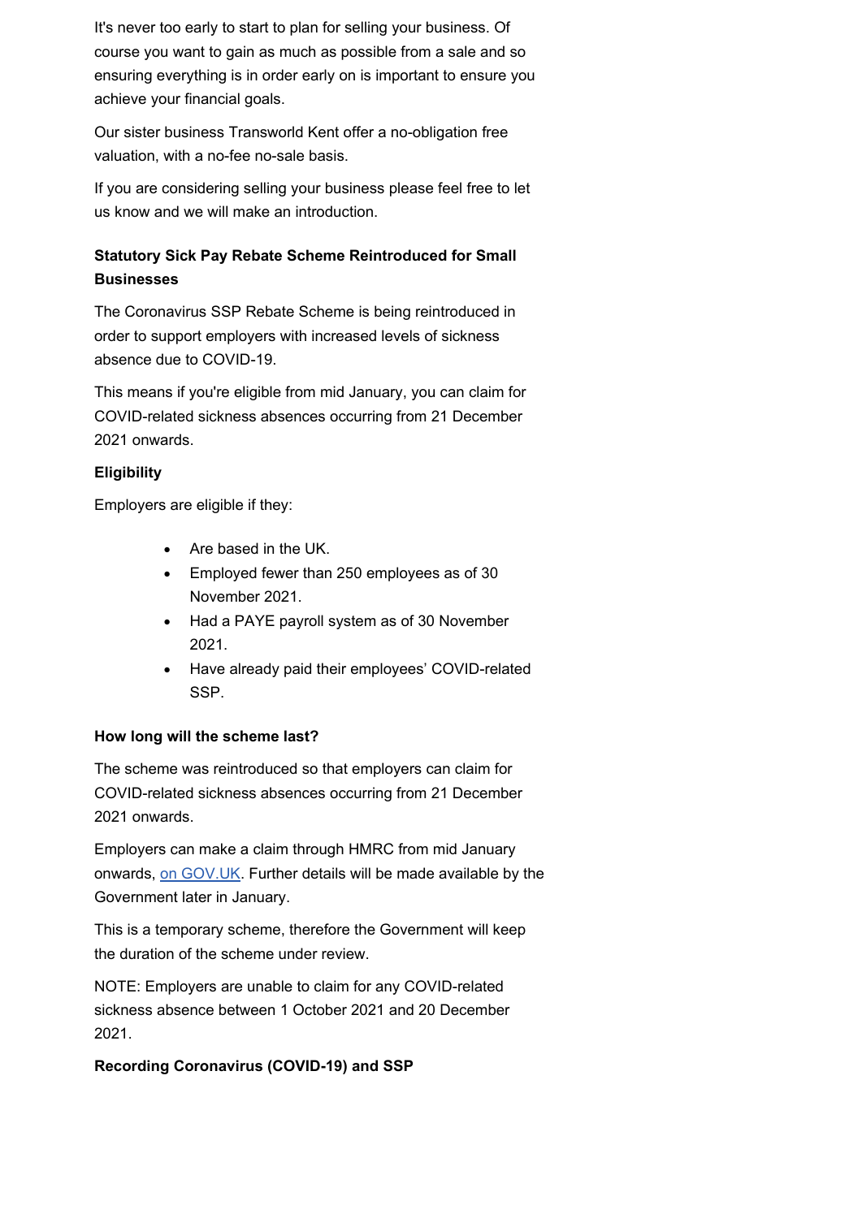It's never too early to start to plan for selling your business. Of course you want to gain as much as possible from a sale and so ensuring everything is in order early on is important to ensure you achieve your financial goals.

Our sister business Transworld Kent offer a no-obligation free valuation, with a no-fee no-sale basis.

If you are considering selling your business please feel free to let us know and we will make an introduction.

**Statutory Sick Pay Rebate Scheme Reintroduced for Small Businesses**

The Coronavirus SSP Rebate Scheme is being reintroduced in order to support employers with increased levels of sickness absence due to COVID-19.

This means if you're eligible from mid January, you can claim for COVID-related sickness absences occurring from 21 December 2021 onwards.

**Eligibility**

Employers are eligible if they:

- Are based in the UK.
- Employed fewer than 250 employees as of 30 November 2021.
- Had a PAYE payroll system as of 30 November 2021.
- Have already paid their employees' COVID-related SSP.

**How long will the scheme last?**

The scheme was reintroduced so that employers can claim for COVID-related sickness absences occurring from 21 December 2021 onwards.

Employers can make a claim through HMRC from mid January onwards, on GOV.UK. Further details will be made available by the Government later in January.

This is a temporary scheme, therefore the Government will keep the duration of the scheme under review.

NOTE: Employers are unable to claim for any COVID-related sickness absence between 1 October 2021 and 20 December 2021.

**Recording Coronavirus (COVID-19) and SSP**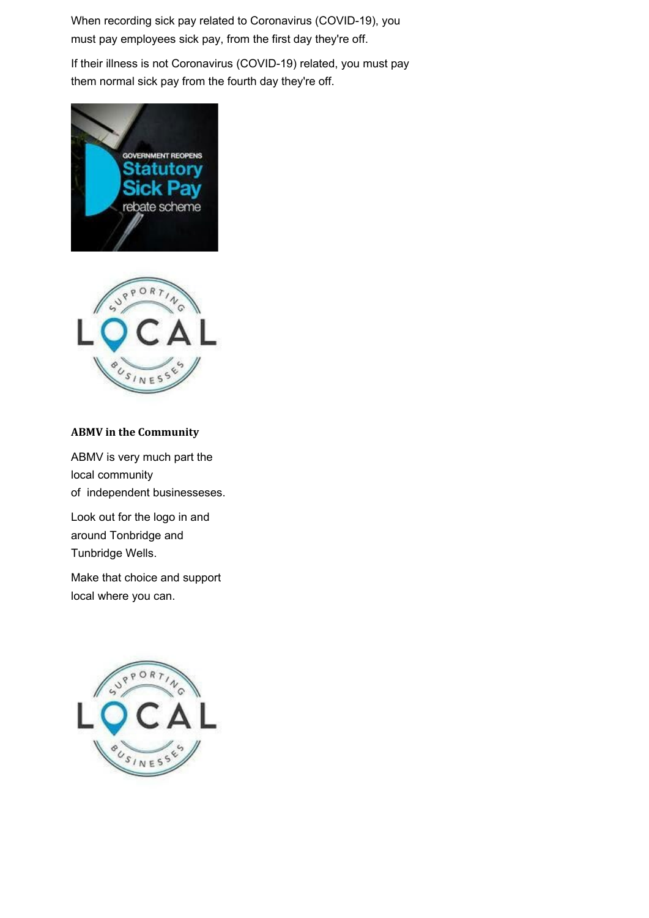When recording sick pay related to Coronavirus (COVID-19), you must pay employees sick pay, from the first day they're off.

If their illness is not Coronavirus (COVID-19) related, you must pay them normal sick pay from the fourth day they're off.

**ABMV in the Community**

ABMV is very much part the local community of independent businesseses.

Look out for the logo in and around Tonbridge and Tunbridge Wells.

Make that choice and support local where you can.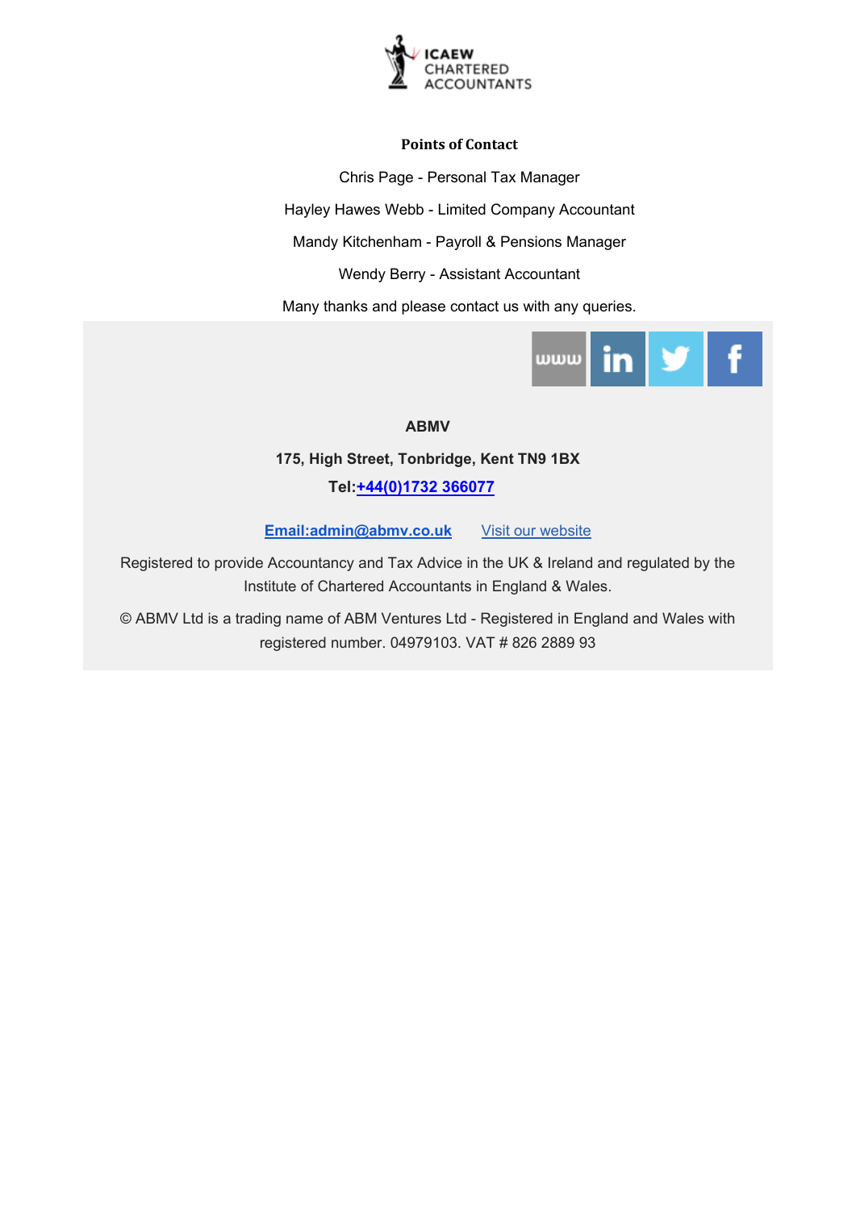ICAEW CHARTERED ACCOUNTANTS

**Points of Contact**

Chris Page - Personal Tax Manager

Hayley Hawes Webb - Limited Company Accountant

Mandy Kitchenham - Payroll & Pensions Manager

Wendy Berry - Assistant Accountant

Many thanks and please contact us with any queries.

**ABMV**

**175, High Street, Tonbridge, Kent TN9 1BX**

**Tel:+44(0)1732 366077**

**Email:admin@abmv.co.uk** Visit our website

Registered to provide Accountancy and Tax Advice in the UK & Ireland and regulated by the Institute of Chartered Accountants in England & Wales.

© ABMV Ltd is a trading name of ABM Ventures Ltd - Registered in England and Wales with registered number. 04979103. VAT # 826 2889 93